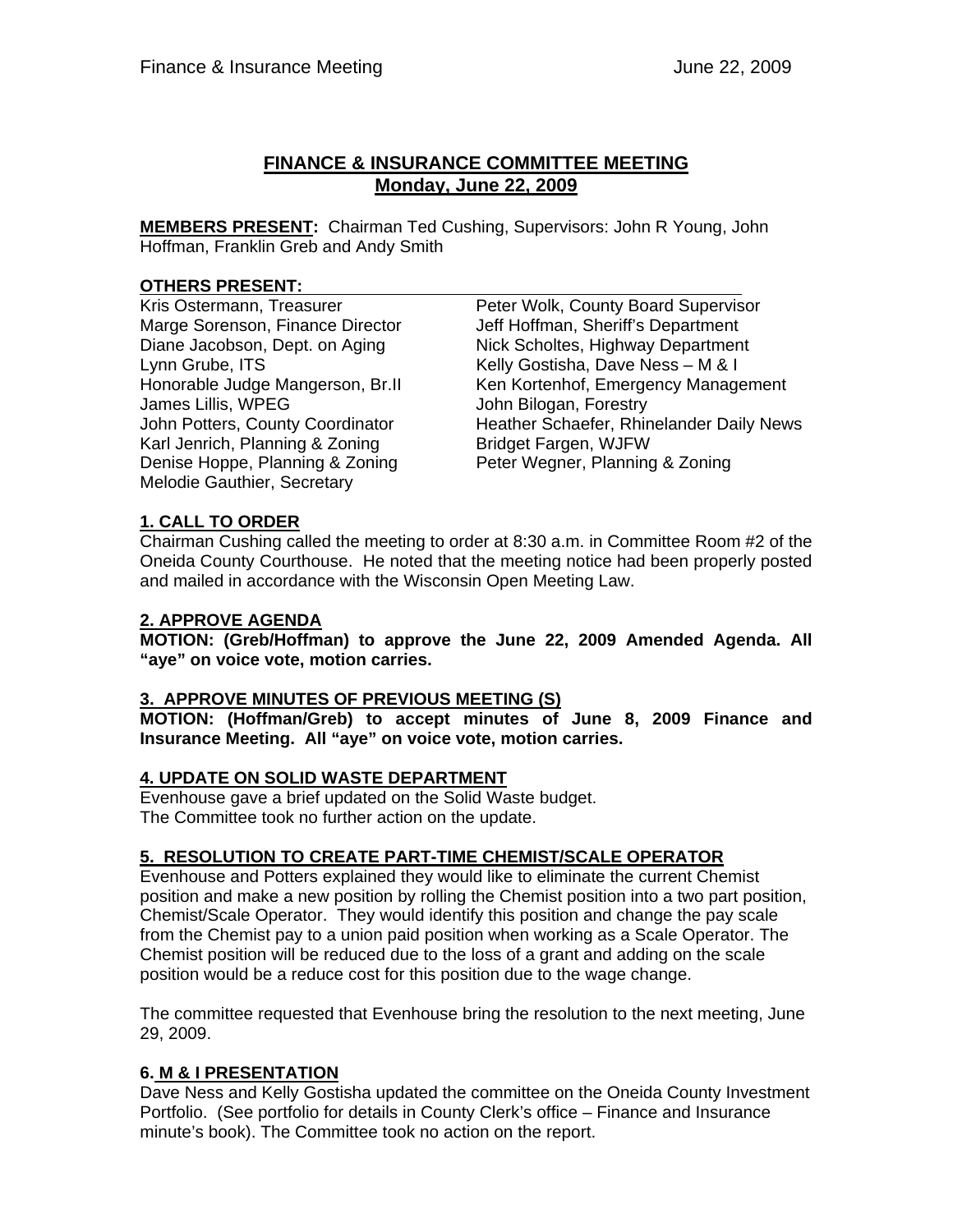# FINANCE & INSURANCE COMMITTEE MEETING
## Monday, June 22, 2009

**MEMBERS PRESENT:** Chairman Ted Cushing, Supervisors: John R Young, John Hoffman, Franklin Greb and Andy Smith

**OTHERS PRESENT:**

Kris Ostermann, Treasurer
Marge Sorenson, Finance Director
Diane Jacobson, Dept. on Aging
Lynn Grube, ITS
Honorable Judge Mangerson, Br.II
James Lillis, WPEG
John Potters, County Coordinator
Karl Jenrich, Planning & Zoning
Denise Hoppe, Planning & Zoning
Melodie Gauthier, Secretary
Peter Wolk, County Board Supervisor
Jeff Hoffman, Sheriff's Department
Nick Scholtes, Highway Department
Kelly Gostisha, Dave Ness – M & I
Ken Kortenhof, Emergency Management
John Bilogan, Forestry
Heather Schaefer, Rhinelander Daily News
Bridget Fargen, WJFW
Peter Wegner, Planning & Zoning

### 1. CALL TO ORDER

Chairman Cushing called the meeting to order at 8:30 a.m. in Committee Room #2 of the Oneida County Courthouse. He noted that the meeting notice had been properly posted and mailed in accordance with the Wisconsin Open Meeting Law.

### 2. APPROVE AGENDA

**MOTION: (Greb/Hoffman) to approve the June 22, 2009 Amended Agenda. All "aye" on voice vote, motion carries.**

### 3. APPROVE MINUTES OF PREVIOUS MEETING (S)

**MOTION: (Hoffman/Greb) to accept minutes of June 8, 2009 Finance and Insurance Meeting. All "aye" on voice vote, motion carries.**

### 4. UPDATE ON SOLID WASTE DEPARTMENT

Evenhouse gave a brief updated on the Solid Waste budget.
The Committee took no further action on the update.

### 5. RESOLUTION TO CREATE PART-TIME CHEMIST/SCALE OPERATOR

Evenhouse and Potters explained they would like to eliminate the current Chemist position and make a new position by rolling the Chemist position into a two part position, Chemist/Scale Operator. They would identify this position and change the pay scale from the Chemist pay to a union paid position when working as a Scale Operator. The Chemist position will be reduced due to the loss of a grant and adding on the scale position would be a reduce cost for this position due to the wage change.

The committee requested that Evenhouse bring the resolution to the next meeting, June 29, 2009.

### 6. M & I PRESENTATION

Dave Ness and Kelly Gostisha updated the committee on the Oneida County Investment Portfolio. (See portfolio for details in County Clerk's office – Finance and Insurance minute's book). The Committee took no action on the report.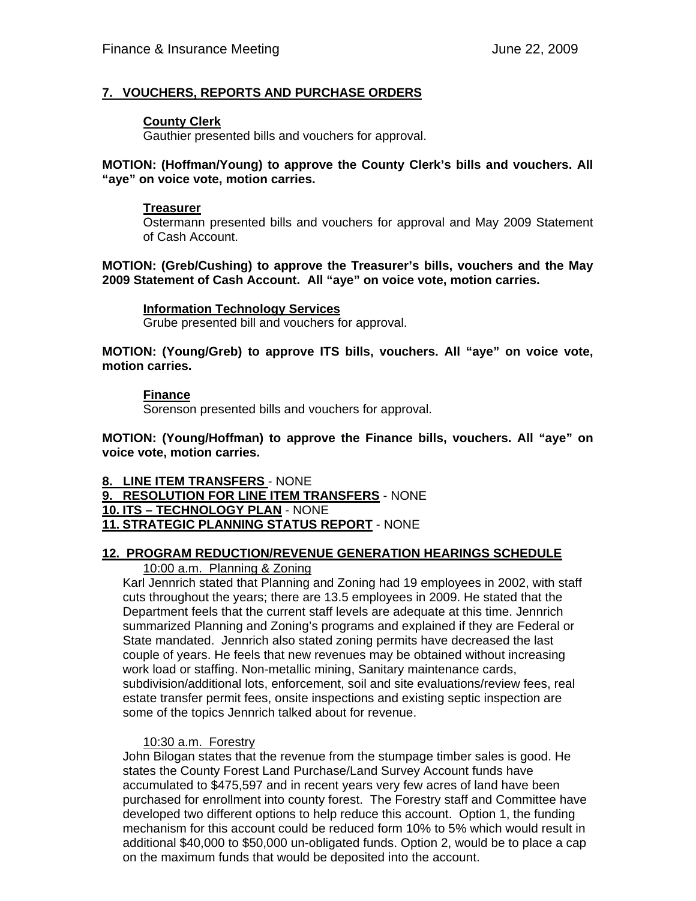## 7. VOUCHERS, REPORTS AND PURCHASE ORDERS

**County Clerk**
Gauthier presented bills and vouchers for approval.

**MOTION: (Hoffman/Young) to approve the County Clerk's bills and vouchers. All "aye" on voice vote, motion carries.**

**Treasurer**
Ostermann presented bills and vouchers for approval and May 2009 Statement of Cash Account.

**MOTION: (Greb/Cushing) to approve the Treasurer's bills, vouchers and the May 2009 Statement of Cash Account. All "aye" on voice vote, motion carries.**

**Information Technology Services**
Grube presented bill and vouchers for approval.

**MOTION: (Young/Greb) to approve ITS bills, vouchers. All "aye" on voice vote, motion carries.**

**Finance**
Sorenson presented bills and vouchers for approval.

**MOTION: (Young/Hoffman) to approve the Finance bills, vouchers. All "aye" on voice vote, motion carries.**

**8. LINE ITEM TRANSFERS** - NONE
**9. RESOLUTION FOR LINE ITEM TRANSFERS** - NONE
**10. ITS – TECHNOLOGY PLAN** - NONE
**11. STRATEGIC PLANNING STATUS REPORT** - NONE

## 12. PROGRAM REDUCTION/REVENUE GENERATION HEARINGS SCHEDULE

10:00 a.m. Planning & Zoning

Karl Jennrich stated that Planning and Zoning had 19 employees in 2002, with staff cuts throughout the years; there are 13.5 employees in 2009. He stated that the Department feels that the current staff levels are adequate at this time. Jennrich summarized Planning and Zoning's programs and explained if they are Federal or State mandated. Jennrich also stated zoning permits have decreased the last couple of years. He feels that new revenues may be obtained without increasing work load or staffing. Non-metallic mining, Sanitary maintenance cards, subdivision/additional lots, enforcement, soil and site evaluations/review fees, real estate transfer permit fees, onsite inspections and existing septic inspection are some of the topics Jennrich talked about for revenue.

10:30 a.m. Forestry

John Bilogan states that the revenue from the stumpage timber sales is good. He states the County Forest Land Purchase/Land Survey Account funds have accumulated to $475,597 and in recent years very few acres of land have been purchased for enrollment into county forest. The Forestry staff and Committee have developed two different options to help reduce this account. Option 1, the funding mechanism for this account could be reduced form 10% to 5% which would result in additional $40,000 to $50,000 un-obligated funds. Option 2, would be to place a cap on the maximum funds that would be deposited into the account.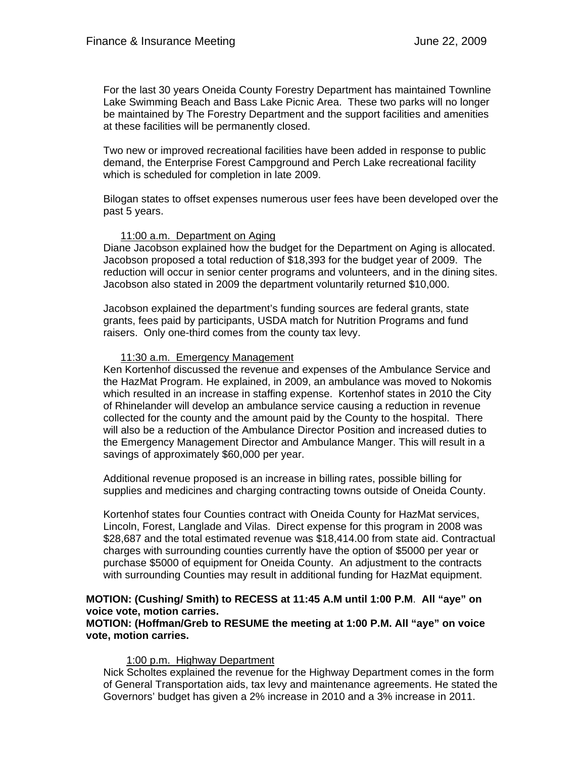For the last 30 years Oneida County Forestry Department has maintained Townline Lake Swimming Beach and Bass Lake Picnic Area. These two parks will no longer be maintained by The Forestry Department and the support facilities and amenities at these facilities will be permanently closed.

Two new or improved recreational facilities have been added in response to public demand, the Enterprise Forest Campground and Perch Lake recreational facility which is scheduled for completion in late 2009.

Bilogan states to offset expenses numerous user fees have been developed over the past 5 years.

11:00 a.m. Department on Aging

Diane Jacobson explained how the budget for the Department on Aging is allocated. Jacobson proposed a total reduction of $18,393 for the budget year of 2009. The reduction will occur in senior center programs and volunteers, and in the dining sites. Jacobson also stated in 2009 the department voluntarily returned $10,000.

Jacobson explained the department's funding sources are federal grants, state grants, fees paid by participants, USDA match for Nutrition Programs and fund raisers. Only one-third comes from the county tax levy.

11:30 a.m. Emergency Management

Ken Kortenhof discussed the revenue and expenses of the Ambulance Service and the HazMat Program. He explained, in 2009, an ambulance was moved to Nokomis which resulted in an increase in staffing expense. Kortenhof states in 2010 the City of Rhinelander will develop an ambulance service causing a reduction in revenue collected for the county and the amount paid by the County to the hospital. There will also be a reduction of the Ambulance Director Position and increased duties to the Emergency Management Director and Ambulance Manger. This will result in a savings of approximately $60,000 per year.

Additional revenue proposed is an increase in billing rates, possible billing for supplies and medicines and charging contracting towns outside of Oneida County.

Kortenhof states four Counties contract with Oneida County for HazMat services, Lincoln, Forest, Langlade and Vilas. Direct expense for this program in 2008 was $28,687 and the total estimated revenue was $18,414.00 from state aid. Contractual charges with surrounding counties currently have the option of $5000 per year or purchase $5000 of equipment for Oneida County. An adjustment to the contracts with surrounding Counties may result in additional funding for HazMat equipment.

**MOTION: (Cushing/ Smith) to RECESS at 11:45 A.M until 1:00 P.M. All "aye" on voice vote, motion carries.**
**MOTION: (Hoffman/Greb to RESUME the meeting at 1:00 P.M. All "aye" on voice vote, motion carries.**

1:00 p.m. Highway Department

Nick Scholtes explained the revenue for the Highway Department comes in the form of General Transportation aids, tax levy and maintenance agreements. He stated the Governors' budget has given a 2% increase in 2010 and a 3% increase in 2011.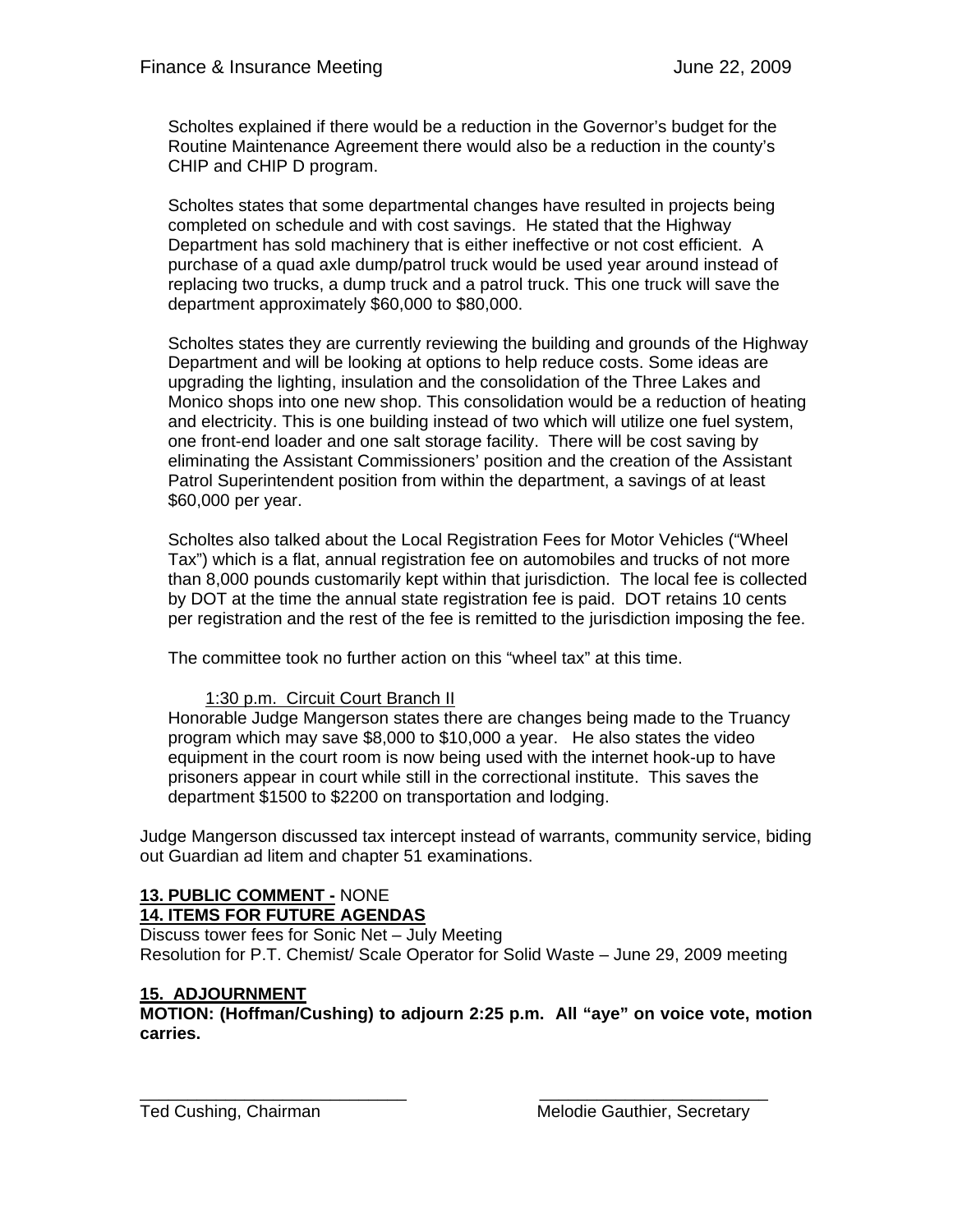Scholtes explained if there would be a reduction in the Governor's budget for the Routine Maintenance Agreement there would also be a reduction in the county's CHIP and CHIP D program.

Scholtes states that some departmental changes have resulted in projects being completed on schedule and with cost savings. He stated that the Highway Department has sold machinery that is either ineffective or not cost efficient. A purchase of a quad axle dump/patrol truck would be used year around instead of replacing two trucks, a dump truck and a patrol truck. This one truck will save the department approximately $60,000 to $80,000.

Scholtes states they are currently reviewing the building and grounds of the Highway Department and will be looking at options to help reduce costs. Some ideas are upgrading the lighting, insulation and the consolidation of the Three Lakes and Monico shops into one new shop. This consolidation would be a reduction of heating and electricity. This is one building instead of two which will utilize one fuel system, one front-end loader and one salt storage facility. There will be cost saving by eliminating the Assistant Commissioners' position and the creation of the Assistant Patrol Superintendent position from within the department, a savings of at least $60,000 per year.

Scholtes also talked about the Local Registration Fees for Motor Vehicles ("Wheel Tax") which is a flat, annual registration fee on automobiles and trucks of not more than 8,000 pounds customarily kept within that jurisdiction. The local fee is collected by DOT at the time the annual state registration fee is paid. DOT retains 10 cents per registration and the rest of the fee is remitted to the jurisdiction imposing the fee.

The committee took no further action on this "wheel tax" at this time.

1:30 p.m. Circuit Court Branch II

Honorable Judge Mangerson states there are changes being made to the Truancy program which may save $8,000 to $10,000 a year. He also states the video equipment in the court room is now being used with the internet hook-up to have prisoners appear in court while still in the correctional institute. This saves the department $1500 to $2200 on transportation and lodging.

Judge Mangerson discussed tax intercept instead of warrants, community service, biding out Guardian ad litem and chapter 51 examinations.

**13. PUBLIC COMMENT -** NONE

**14. ITEMS FOR FUTURE AGENDAS**

Discuss tower fees for Sonic Net – July Meeting

Resolution for P.T. Chemist/ Scale Operator for Solid Waste – June 29, 2009 meeting

**15. ADJOURNMENT**

**MOTION: (Hoffman/Cushing) to adjourn 2:25 p.m. All "aye" on voice vote, motion carries.**

_____________________________ Ted Cushing, Chairman

_____________________________ Melodie Gauthier, Secretary